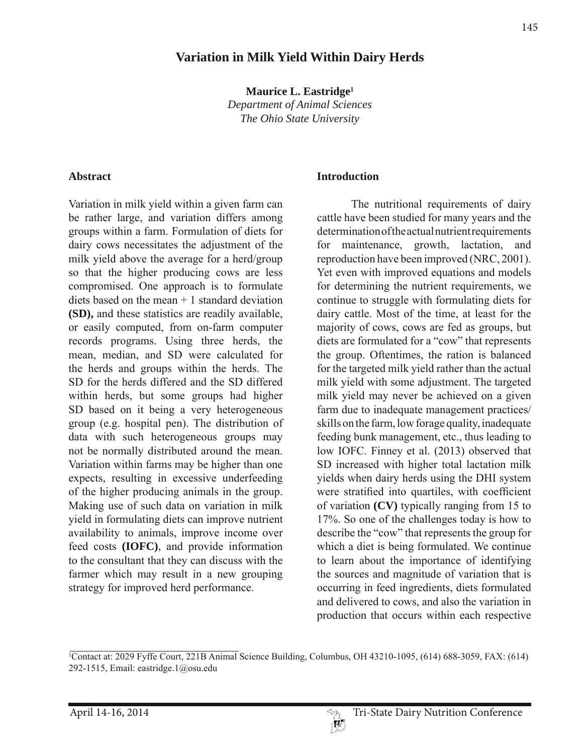# Variation in Milk Yield Within Dairy Herds

**Maurice L. Eastridge**[1]
*Department of Animal Sciences*
*The Ohio State University*

## Abstract

Variation in milk yield within a given farm can be rather large, and variation differs among groups within a farm. Formulation of diets for dairy cows necessitates the adjustment of the milk yield above the average for a herd/group so that the higher producing cows are less compromised. One approach is to formulate diets based on the mean + 1 standard deviation **(SD),** and these statistics are readily available, or easily computed, from on-farm computer records programs. Using three herds, the mean, median, and SD were calculated for the herds and groups within the herds. The SD for the herds differed and the SD differed within herds, but some groups had higher SD based on it being a very heterogeneous group (e.g. hospital pen). The distribution of data with such heterogeneous groups may not be normally distributed around the mean. Variation within farms may be higher than one expects, resulting in excessive underfeeding of the higher producing animals in the group. Making use of such data on variation in milk yield in formulating diets can improve nutrient availability to animals, improve income over feed costs **(IOFC)**, and provide information to the consultant that they can discuss with the farmer which may result in a new grouping strategy for improved herd performance.

## Introduction

The nutritional requirements of dairy cattle have been studied for many years and the determination of the actual nutrient requirements for maintenance, growth, lactation, and reproduction have been improved (NRC, 2001). Yet even with improved equations and models for determining the nutrient requirements, we continue to struggle with formulating diets for dairy cattle. Most of the time, at least for the majority of cows, cows are fed as groups, but diets are formulated for a "cow" that represents the group. Oftentimes, the ration is balanced for the targeted milk yield rather than the actual milk yield with some adjustment. The targeted milk yield may never be achieved on a given farm due to inadequate management practices/skills on the farm, low forage quality, inadequate feeding bunk management, etc., thus leading to low IOFC. Finney et al. (2013) observed that SD increased with higher total lactation milk yields when dairy herds using the DHI system were stratified into quartiles, with coefficient of variation **(CV)** typically ranging from 15 to 17%. So one of the challenges today is how to describe the "cow" that represents the group for which a diet is being formulated. We continue to learn about the importance of identifying the sources and magnitude of variation that is occurring in feed ingredients, diets formulated and delivered to cows, and also the variation in production that occurs within each respective

[1]Contact at: 2029 Fyffe Court, 221B Animal Science Building, Columbus, OH 43210-1095, (614) 688-3059, FAX: (614) 292-1515, Email: eastridge.1@osu.edu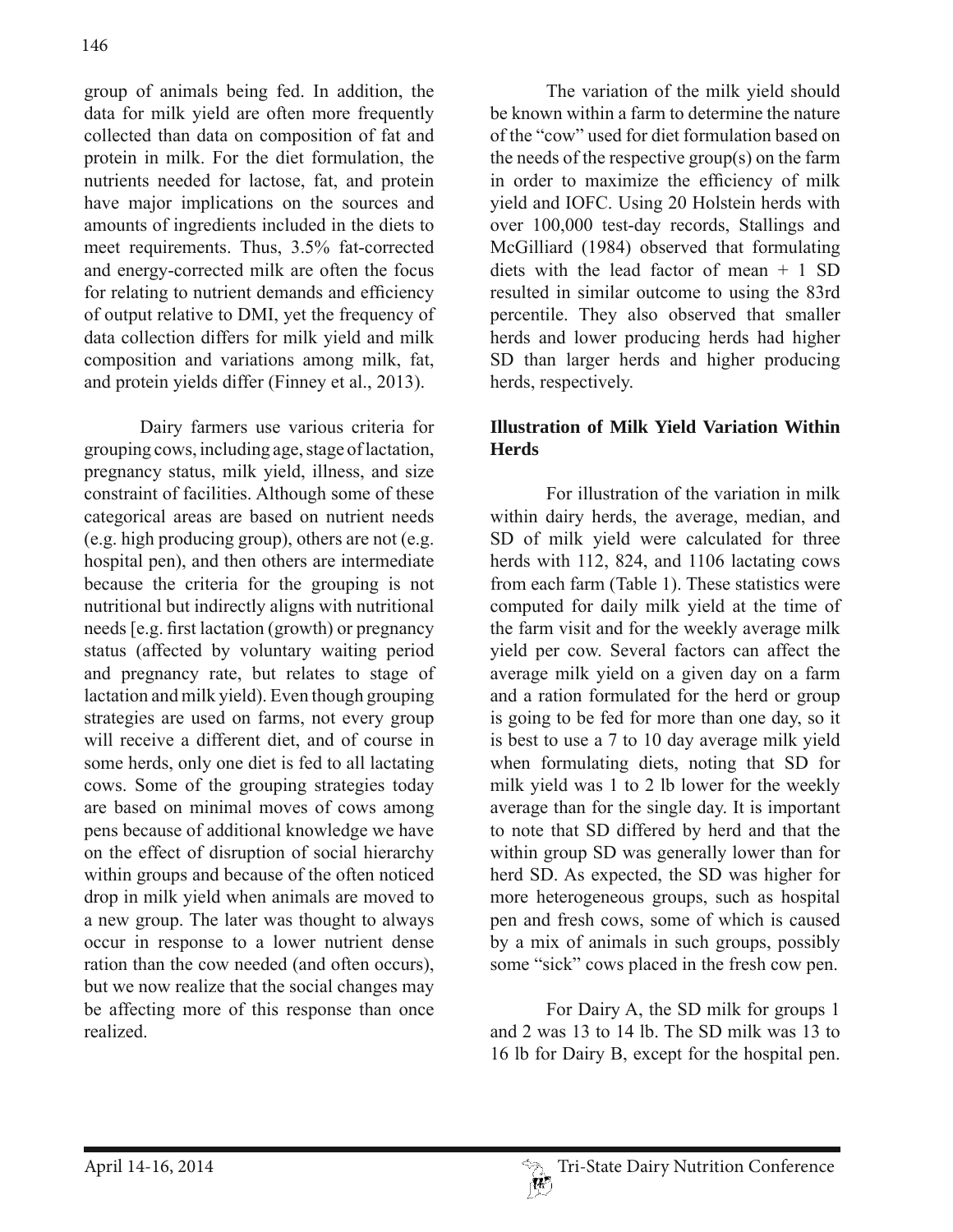group of animals being fed. In addition, the data for milk yield are often more frequently collected than data on composition of fat and protein in milk. For the diet formulation, the nutrients needed for lactose, fat, and protein have major implications on the sources and amounts of ingredients included in the diets to meet requirements. Thus, 3.5% fat-corrected and energy-corrected milk are often the focus for relating to nutrient demands and efficiency of output relative to DMI, yet the frequency of data collection differs for milk yield and milk composition and variations among milk, fat, and protein yields differ (Finney et al., 2013).

Dairy farmers use various criteria for grouping cows, including age, stage of lactation, pregnancy status, milk yield, illness, and size constraint of facilities. Although some of these categorical areas are based on nutrient needs (e.g. high producing group), others are not (e.g. hospital pen), and then others are intermediate because the criteria for the grouping is not nutritional but indirectly aligns with nutritional needs [e.g. first lactation (growth) or pregnancy status (affected by voluntary waiting period and pregnancy rate, but relates to stage of lactation and milk yield). Even though grouping strategies are used on farms, not every group will receive a different diet, and of course in some herds, only one diet is fed to all lactating cows. Some of the grouping strategies today are based on minimal moves of cows among pens because of additional knowledge we have on the effect of disruption of social hierarchy within groups and because of the often noticed drop in milk yield when animals are moved to a new group. The later was thought to always occur in response to a lower nutrient dense ration than the cow needed (and often occurs), but we now realize that the social changes may be affecting more of this response than once realized.

The variation of the milk yield should be known within a farm to determine the nature of the "cow" used for diet formulation based on the needs of the respective group(s) on the farm in order to maximize the efficiency of milk yield and IOFC. Using 20 Holstein herds with over 100,000 test-day records, Stallings and McGilliard (1984) observed that formulating diets with the lead factor of mean + 1 SD resulted in similar outcome to using the 83rd percentile. They also observed that smaller herds and lower producing herds had higher SD than larger herds and higher producing herds, respectively.

## Illustration of Milk Yield Variation Within Herds

For illustration of the variation in milk within dairy herds, the average, median, and SD of milk yield were calculated for three herds with 112, 824, and 1106 lactating cows from each farm (Table 1). These statistics were computed for daily milk yield at the time of the farm visit and for the weekly average milk yield per cow. Several factors can affect the average milk yield on a given day on a farm and a ration formulated for the herd or group is going to be fed for more than one day, so it is best to use a 7 to 10 day average milk yield when formulating diets, noting that SD for milk yield was 1 to 2 lb lower for the weekly average than for the single day. It is important to note that SD differed by herd and that the within group SD was generally lower than for herd SD. As expected, the SD was higher for more heterogeneous groups, such as hospital pen and fresh cows, some of which is caused by a mix of animals in such groups, possibly some "sick" cows placed in the fresh cow pen.

For Dairy A, the SD milk for groups 1 and 2 was 13 to 14 lb. The SD milk was 13 to 16 lb for Dairy B, except for the hospital pen.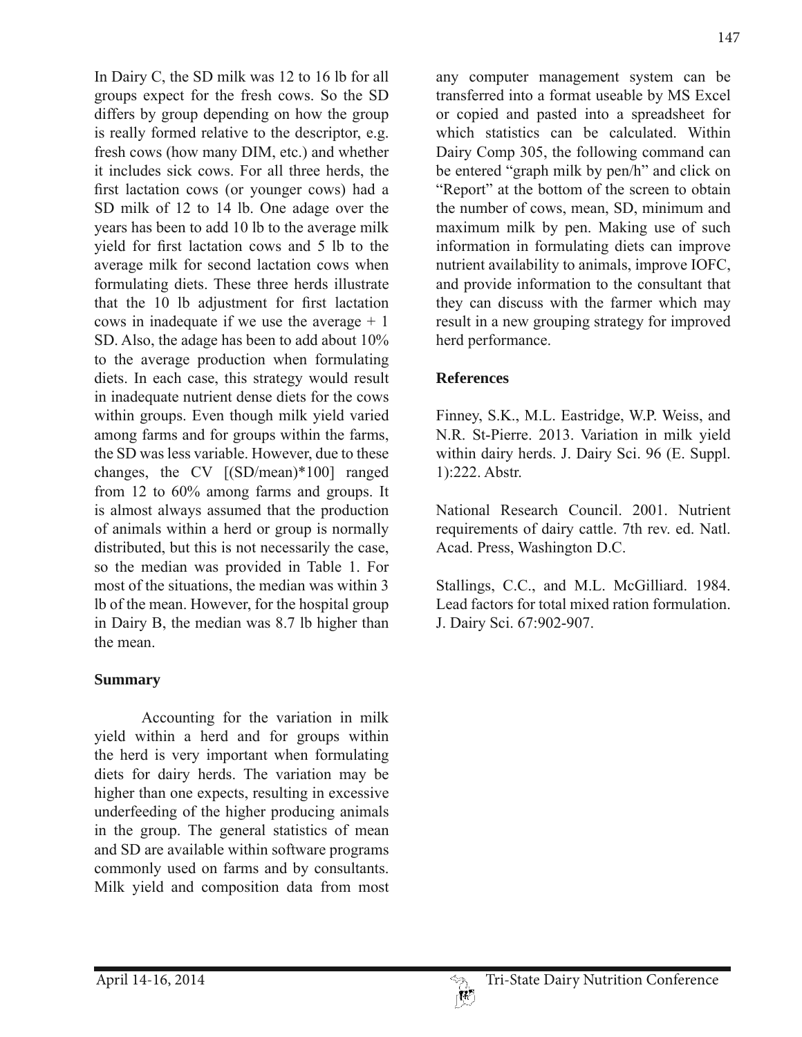In Dairy C, the SD milk was 12 to 16 lb for all groups expect for the fresh cows. So the SD differs by group depending on how the group is really formed relative to the descriptor, e.g. fresh cows (how many DIM, etc.) and whether it includes sick cows. For all three herds, the first lactation cows (or younger cows) had a SD milk of 12 to 14 lb. One adage over the years has been to add 10 lb to the average milk yield for first lactation cows and 5 lb to the average milk for second lactation cows when formulating diets. These three herds illustrate that the 10 lb adjustment for first lactation cows in inadequate if we use the average + 1 SD. Also, the adage has been to add about 10% to the average production when formulating diets. In each case, this strategy would result in inadequate nutrient dense diets for the cows within groups. Even though milk yield varied among farms and for groups within the farms, the SD was less variable. However, due to these changes, the CV [(SD/mean)*100] ranged from 12 to 60% among farms and groups. It is almost always assumed that the production of animals within a herd or group is normally distributed, but this is not necessarily the case, so the median was provided in Table 1. For most of the situations, the median was within 3 lb of the mean. However, for the hospital group in Dairy B, the median was 8.7 lb higher than the mean.

**Summary**

Accounting for the variation in milk yield within a herd and for groups within the herd is very important when formulating diets for dairy herds. The variation may be higher than one expects, resulting in excessive underfeeding of the higher producing animals in the group. The general statistics of mean and SD are available within software programs commonly used on farms and by consultants. Milk yield and composition data from most any computer management system can be transferred into a format useable by MS Excel or copied and pasted into a spreadsheet for which statistics can be calculated. Within Dairy Comp 305, the following command can be entered "graph milk by pen/h" and click on "Report" at the bottom of the screen to obtain the number of cows, mean, SD, minimum and maximum milk by pen. Making use of such information in formulating diets can improve nutrient availability to animals, improve IOFC, and provide information to the consultant that they can discuss with the farmer which may result in a new grouping strategy for improved herd performance.

**References**

Finney, S.K., M.L. Eastridge, W.P. Weiss, and N.R. St-Pierre. 2013. Variation in milk yield within dairy herds. J. Dairy Sci. 96 (E. Suppl. 1):222. Abstr.

National Research Council. 2001. Nutrient requirements of dairy cattle. 7th rev. ed. Natl. Acad. Press, Washington D.C.

Stallings, C.C., and M.L. McGilliard. 1984. Lead factors for total mixed ration formulation. J. Dairy Sci. 67:902-907.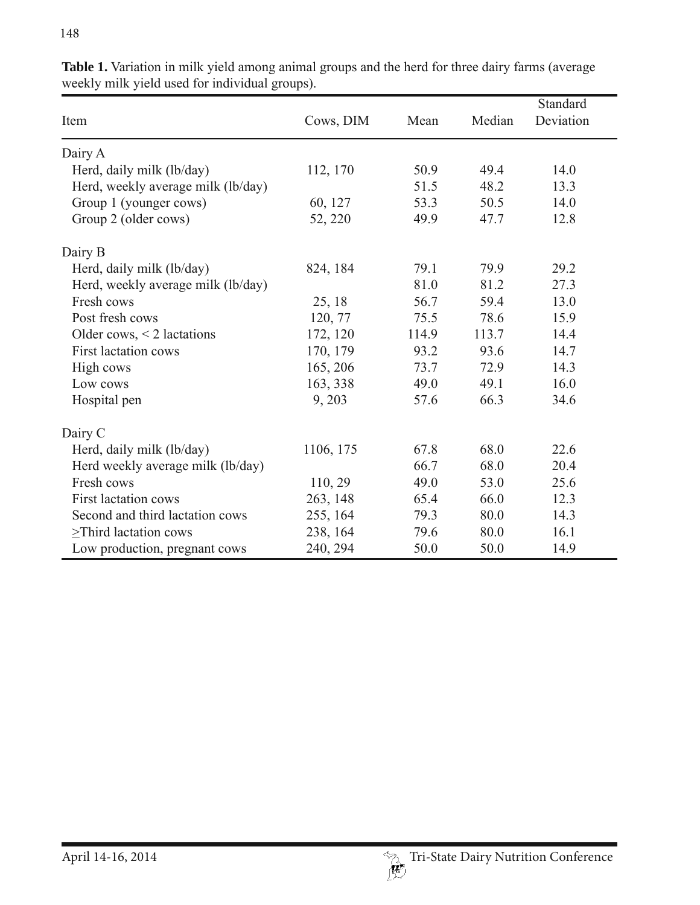**Table 1.** Variation in milk yield among animal groups and the herd for three dairy farms (average weekly milk yield used for individual groups).

| Item | Cows, DIM | Mean | Median | Standard Deviation |
|---|---|---|---|---|
| Dairy A | | | | |
| Herd, daily milk (lb/day) | 112, 170 | 50.9 | 49.4 | 14.0 |
| Herd, weekly average milk (lb/day) | | 51.5 | 48.2 | 13.3 |
| Group 1 (younger cows) | 60, 127 | 53.3 | 50.5 | 14.0 |
| Group 2 (older cows) | 52, 220 | 49.9 | 47.7 | 12.8 |
| Dairy B | | | | |
| Herd, daily milk (lb/day) | 824, 184 | 79.1 | 79.9 | 29.2 |
| Herd, weekly average milk (lb/day) | | 81.0 | 81.2 | 27.3 |
| Fresh cows | 25, 18 | 56.7 | 59.4 | 13.0 |
| Post fresh cows | 120, 77 | 75.5 | 78.6 | 15.9 |
| Older cows, < 2 lactations | 172, 120 | 114.9 | 113.7 | 14.4 |
| First lactation cows | 170, 179 | 93.2 | 93.6 | 14.7 |
| High cows | 165, 206 | 73.7 | 72.9 | 14.3 |
| Low cows | 163, 338 | 49.0 | 49.1 | 16.0 |
| Hospital pen | 9, 203 | 57.6 | 66.3 | 34.6 |
| Dairy C | | | | |
| Herd, daily milk (lb/day) | 1106, 175 | 67.8 | 68.0 | 22.6 |
| Herd weekly average milk (lb/day) | | 66.7 | 68.0 | 20.4 |
| Fresh cows | 110, 29 | 49.0 | 53.0 | 25.6 |
| First lactation cows | 263, 148 | 65.4 | 66.0 | 12.3 |
| Second and third lactation cows | 255, 164 | 79.3 | 80.0 | 14.3 |
| ≥Third lactation cows | 238, 164 | 79.6 | 80.0 | 16.1 |
| Low production, pregnant cows | 240, 294 | 50.0 | 50.0 | 14.9 |